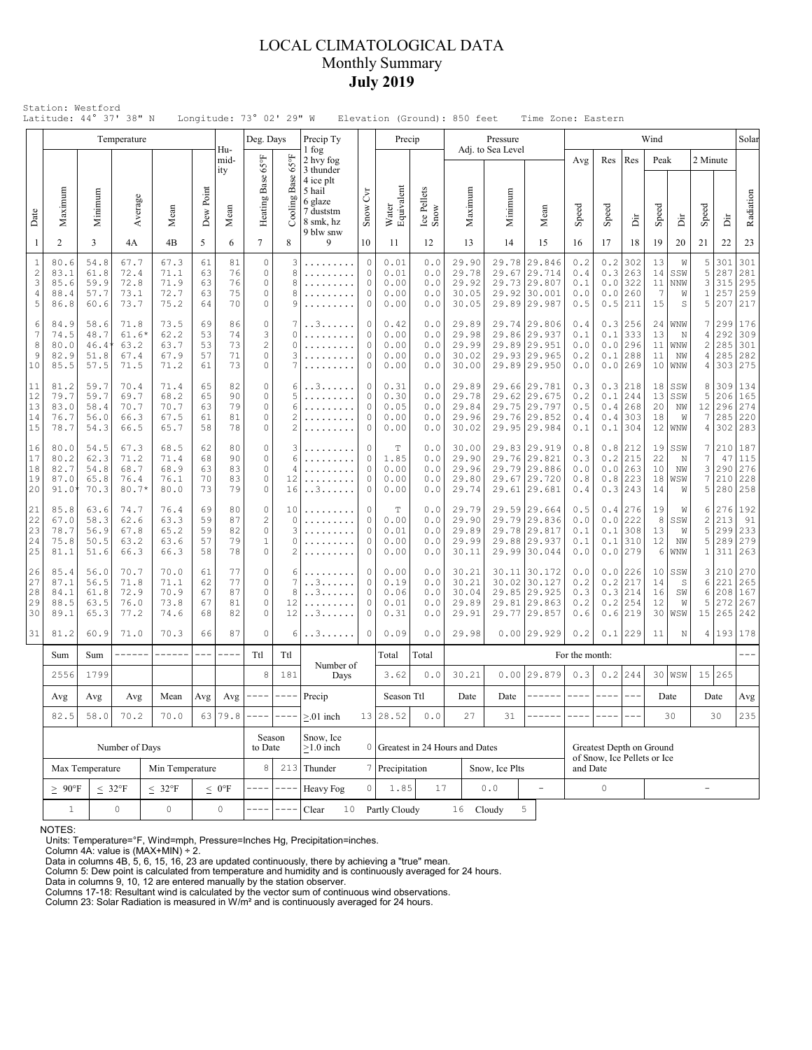# LOCAL CLIMATOLOGICAL DATA
## Monthly Summary
## July 2019

Station: Westford
Latitude: 44° 37' 38" N    Longitude: 73° 02' 29" W    Elevation (Ground): 850 feet    Time Zone: Eastern

| Date | Temperature Maximum | Temperature Minimum | Temperature Average | Temperature Mean | Dew Point | Humidity Mean | Deg. Days Heating Base 65°F | Deg. Days Cooling Base 65°F | Precip Ty (1 fog, 2 hvy fog, 3 thunder, 4 ice plt, 5 hail, 6 glaze, 7 duststm, 8 smk, hz, 9 blw snw) | Snow Cvr | Precip Water Equivalent | Precip Ice Pellets Snow | Pressure Adj. to Sea Level Maximum | Pressure Minimum | Pressure Mean | Wind Avg Speed | Wind Res Speed | Wind Res Dir | Wind Peak Speed | Wind Peak Dir | Wind 2 Minute Speed | Wind 2 Minute Dir | Solar Radiation |
|---|---|---|---|---|---|---|---|---|---|---|---|---|---|---|---|---|---|---|---|---|---|---|---|
| 1 | 2 | 3 | 4A | 4B | 5 | 6 | 7 | 8 | 9 | 10 | 11 | 12 | 13 | 14 | 15 | 16 | 17 | 18 | 19 | 20 | 21 | 22 | 23 |
| 1 | 80.6 | 54.8 | 67.7 | 67.3 | 61 | 81 | 0 | 3 | ......... | 0 | 0.01 | 0.0 | 29.90 | 29.78 | 29.846 | 0.2 | 0.2 | 302 | 13 | W | 5 | 301 | 301 |
| 2 | 83.1 | 61.8 | 72.4 | 71.1 | 63 | 76 | 0 | 8 | ......... | 0 | 0.01 | 0.0 | 29.78 | 29.67 | 29.714 | 0.4 | 0.3 | 263 | 14 | SSW | 5 | 287 | 281 |
| 3 | 85.6 | 59.9 | 72.8 | 71.9 | 63 | 76 | 0 | 8 | ......... | 0 | 0.00 | 0.0 | 29.92 | 29.73 | 29.807 | 0.1 | 0.0 | 322 | 11 | NNW | 3 | 315 | 295 |
| 4 | 88.4 | 57.7 | 73.1 | 72.7 | 63 | 75 | 0 | 8 | ......... | 0 | 0.00 | 0.0 | 30.05 | 29.92 | 30.001 | 0.0 | 0.0 | 260 | 7 | W | 1 | 257 | 259 |
| 5 | 86.8 | 60.6 | 73.7 | 75.2 | 64 | 70 | 0 | 9 | ......... | 0 | 0.00 | 0.0 | 30.05 | 29.89 | 29.987 | 0.5 | 0.5 | 211 | 15 | S | 5 | 207 | 217 |
| 6 | 84.9 | 58.6 | 71.8 | 73.5 | 69 | 86 | 0 | 7 | ..3...... | 0 | 0.42 | 0.0 | 29.89 | 29.74 | 29.806 | 0.4 | 0.3 | 256 | 24 | WNW | 7 | 299 | 176 |
| 7 | 74.5 | 48.7 | 61.6* | 62.2 | 53 | 74 | 3 | 0 | ......... | 0 | 0.00 | 0.0 | 29.98 | 29.86 | 29.937 | 0.1 | 0.1 | 333 | 13 | N | 4 | 292 | 309 |
| 8 | 80.0 | 46.4* | 63.2 | 63.7 | 53 | 73 | 2 | 0 | ......... | 0 | 0.00 | 0.0 | 29.99 | 29.89 | 29.951 | 0.0 | 0.0 | 296 | 11 | WNW | 2 | 285 | 301 |
| 9 | 82.9 | 51.8 | 67.4 | 67.9 | 57 | 71 | 0 | 3 | ......... | 0 | 0.00 | 0.0 | 30.02 | 29.93 | 29.965 | 0.2 | 0.1 | 288 | 11 | NW | 4 | 285 | 282 |
| 10 | 85.5 | 57.5 | 71.5 | 71.2 | 61 | 73 | 0 | 7 | ......... | 0 | 0.00 | 0.0 | 30.00 | 29.89 | 29.950 | 0.0 | 0.0 | 269 | 10 | WNW | 4 | 303 | 275 |
| 11 | 81.2 | 59.7 | 70.4 | 71.4 | 65 | 82 | 0 | 6 | ..3...... | 0 | 0.31 | 0.0 | 29.89 | 29.66 | 29.781 | 0.3 | 0.3 | 218 | 18 | SSW | 8 | 309 | 134 |
| 12 | 79.7 | 59.7 | 69.7 | 68.2 | 65 | 90 | 0 | 5 | ......... | 0 | 0.30 | 0.0 | 29.78 | 29.62 | 29.675 | 0.2 | 0.1 | 244 | 13 | SSW | 5 | 206 | 165 |
| 13 | 83.0 | 58.4 | 70.7 | 70.7 | 63 | 79 | 0 | 6 | ......... | 0 | 0.05 | 0.0 | 29.84 | 29.75 | 29.797 | 0.5 | 0.4 | 268 | 20 | NW | 12 | 296 | 274 |
| 14 | 76.7 | 56.0 | 66.3 | 67.5 | 61 | 81 | 0 | 2 | ......... | 0 | 0.00 | 0.0 | 29.96 | 29.76 | 29.852 | 0.4 | 0.4 | 303 | 18 | W | 7 | 285 | 220 |
| 15 | 78.7 | 54.3 | 66.5 | 65.7 | 58 | 78 | 0 | 2 | ......... | 0 | 0.00 | 0.0 | 30.02 | 29.95 | 29.984 | 0.1 | 0.1 | 304 | 12 | WNW | 4 | 302 | 283 |
| 16 | 80.0 | 54.5 | 67.3 | 68.5 | 62 | 80 | 0 | 3 | ......... | 0 | T | 0.0 | 30.00 | 29.83 | 29.919 | 0.8 | 0.8 | 212 | 19 | SSW | 7 | 210 | 187 |
| 17 | 80.2 | 62.3 | 71.2 | 71.4 | 68 | 90 | 0 | 6 | ......... | 0 | 1.85 | 0.0 | 29.90 | 29.76 | 29.821 | 0.3 | 0.2 | 215 | 22 | N | 7 | 47 | 115 |
| 18 | 82.7 | 54.8 | 68.7 | 68.9 | 63 | 83 | 0 | 4 | ......... | 0 | 0.00 | 0.0 | 29.96 | 29.79 | 29.886 | 0.0 | 0.0 | 263 | 10 | NW | 3 | 290 | 276 |
| 19 | 87.0 | 65.8 | 76.4 | 76.1 | 70 | 83 | 0 | 12 | ......... | 0 | 0.00 | 0.0 | 29.80 | 29.67 | 29.720 | 0.8 | 0.8 | 223 | 18 | WSW | 7 | 210 | 228 |
| 20 | 91.0* | 70.3 | 80.7* | 80.0 | 73 | 79 | 0 | 16 | ..3...... | 0 | 0.00 | 0.0 | 29.74 | 29.61 | 29.681 | 0.4 | 0.3 | 243 | 14 | W | 5 | 280 | 258 |
| 21 | 85.8 | 63.6 | 74.7 | 76.4 | 69 | 80 | 0 | 10 | ......... | 0 | T | 0.0 | 29.79 | 29.59 | 29.664 | 0.5 | 0.4 | 276 | 19 | W | 6 | 276 | 192 |
| 22 | 67.0 | 58.3 | 62.6 | 63.3 | 59 | 87 | 2 | 0 | ......... | 0 | 0.00 | 0.0 | 29.90 | 29.79 | 29.836 | 0.0 | 0.0 | 222 | 8 | SSW | 2 | 213 | 91 |
| 23 | 78.7 | 56.9 | 67.8 | 65.2 | 59 | 82 | 0 | 3 | ......... | 0 | 0.01 | 0.0 | 29.89 | 29.78 | 29.817 | 0.1 | 0.1 | 308 | 13 | W | 5 | 299 | 233 |
| 24 | 75.8 | 50.5 | 63.2 | 63.6 | 57 | 79 | 1 | 0 | ......... | 0 | 0.00 | 0.0 | 29.99 | 29.88 | 29.937 | 0.1 | 0.1 | 310 | 12 | NW | 5 | 289 | 279 |
| 25 | 81.1 | 51.6 | 66.3 | 66.3 | 58 | 78 | 0 | 2 | ......... | 0 | 0.00 | 0.0 | 30.11 | 29.99 | 30.044 | 0.0 | 0.0 | 279 | 6 | WNW | 1 | 311 | 263 |
| 26 | 85.4 | 56.0 | 70.7 | 70.0 | 61 | 77 | 0 | 6 | ......... | 0 | 0.00 | 0.0 | 30.21 | 30.11 | 30.172 | 0.0 | 0.0 | 226 | 10 | SSW | 3 | 210 | 270 |
| 27 | 87.1 | 56.5 | 71.8 | 71.1 | 62 | 77 | 0 | 7 | ..3...... | 0 | 0.19 | 0.0 | 30.21 | 30.02 | 30.127 | 0.2 | 0.2 | 217 | 14 | S | 6 | 221 | 265 |
| 28 | 84.1 | 61.8 | 72.9 | 70.9 | 67 | 87 | 0 | 8 | ..3...... | 0 | 0.06 | 0.0 | 30.04 | 29.85 | 29.925 | 0.3 | 0.3 | 214 | 16 | SW | 6 | 208 | 167 |
| 29 | 88.5 | 63.5 | 76.0 | 73.8 | 67 | 81 | 0 | 12 | ......... | 0 | 0.01 | 0.0 | 29.89 | 29.81 | 29.863 | 0.2 | 0.2 | 254 | 12 | W | 5 | 272 | 267 |
| 30 | 89.1 | 65.3 | 77.2 | 74.6 | 68 | 82 | 0 | 12 | ..3...... | 0 | 0.31 | 0.0 | 29.91 | 29.77 | 29.857 | 0.6 | 0.6 | 219 | 30 | WSW | 15 | 265 | 242 |
| 31 | 81.2 | 60.9 | 71.0 | 70.3 | 66 | 87 | 0 | 6 | ..3...... | 0 | 0.09 | 0.0 | 29.98 | 0.00 | 29.929 | 0.2 | 0.1 | 229 | 11 | N | 4 | 193 | 178 |

| | Sum | Sum | ------ | ------ | --- | ---- | Ttl | Ttl | Number of Days | | Total | Total | For the month: | | | | | | | | | | --- |
|---|---|---|---|---|---|---|---|---|---|---|---|---|---|---|---|---|---|---|---|---|---|---|---|
| | 2556 | 1799 | | | | | 8 | 181 | | | 3.62 | 0.0 | 30.21 | 0.00 | 29.879 | 0.3 | 0.2 | 244 | 30 | WSW | 15 | 265 | |
| | Avg | Avg | Avg | Mean | Avg | Avg | ---- | ---- | Precip | | Season Ttl | | Date | Date | ------ | ---- | ---- | --- | Date | | Date | | Avg |
| | 82.5 | 58.0 | 70.2 | 70.0 | 63 | 79.8 | ---- | ---- | ≥.01 inch | 13 | 28.52 | 0.0 | 27 | 31 | ------ | ---- | ---- | --- | 30 | | 30 | | 235 |

| Number of Days | | | | Season to Date | | Snow, Ice ≥1.0 inch | 0 | Greatest in 24 Hours and Dates | | | | Greatest Depth on Ground of Snow, Ice Pellets or Ice and Date | |
|---|---|---|---|---|---|---|---|---|---|---|---|---|---|
| Max Temperature | | Min Temperature | | 8 | 213 | Thunder | 7 | Precipitation | | Snow, Ice Plts | | | |
| ≥ 90°F | ≤ 32°F | ≤ 32°F | ≤ 0°F | ---- | ---- | Heavy Fog | 0 | 1.85 | 17 | 0.0 | - | 0 | - |
| 1 | 0 | 0 | 0 | ---- | ---- | Clear | 10 | Partly Cloudy | 16 | Cloudy | 5 | | |

NOTES:
Units: Temperature=°F, Wind=mph, Pressure=Inches Hg, Precipitation=inches.
Column 4A: value is (MAX+MIN) ÷ 2.
Data in columns 4B, 5, 6, 15, 16, 23 are updated continuously, there by achieving a "true" mean.
Column 5: Dew point is calculated from temperature and humidity and is continuously averaged for 24 hours.
Data in columns 9, 10, 12 are entered manually by the station observer.
Columns 17-18: Resultant wind is calculated by the vector sum of continuous wind observations.
Column 23: Solar Radiation is measured in W/m² and is continuously averaged for 24 hours.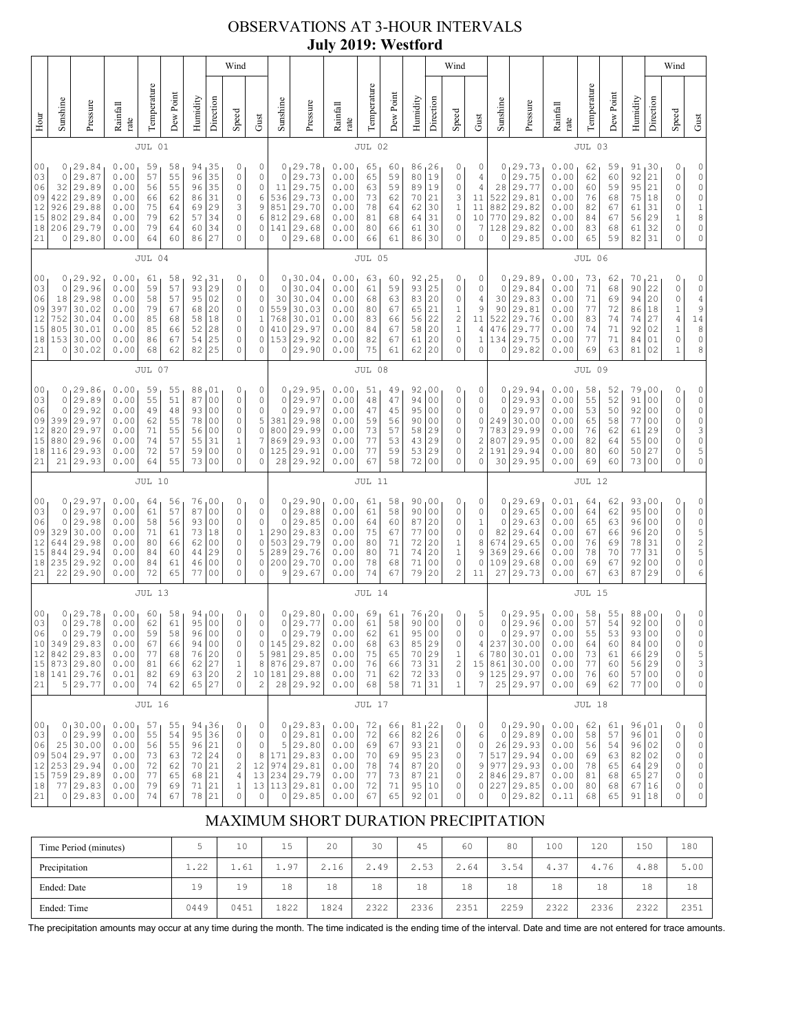# OBSERVATIONS AT 3-HOUR INTERVALS
## July 2019: Westford

### JUL 01 / JUL 02 / JUL 03

| Hour | Sunshine | Pressure | Rainfall rate | Temperature | Dew Point | Humidity | Wind Direction | Wind Speed | Wind Gust | Sunshine | Pressure | Rainfall rate | Temperature | Dew Point | Humidity | Wind Direction | Wind Speed | Wind Gust | Sunshine | Pressure | Rainfall rate | Temperature | Dew Point | Humidity | Wind Direction | Wind Speed | Wind Gust |
|---|---|---|---|---|---|---|---|---|---|---|---|---|---|---|---|---|---|---|---|---|---|---|---|---|---|---|---|
| 00 | 0 | 29.84 | 0.00 | 59 | 58 | 94 | 35 | 0 | 0 | 0 | 29.78 | 0.00 | 65 | 60 | 86 | 26 | 0 | 0 | 0 | 29.73 | 0.00 | 62 | 59 | 91 | 30 | 0 | 0 |
| 03 | 0 | 29.87 | 0.00 | 57 | 55 | 96 | 35 | 0 | 0 | 0 | 29.73 | 0.00 | 65 | 59 | 80 | 19 | 0 | 4 | 0 | 29.75 | 0.00 | 62 | 60 | 92 | 21 | 0 | 0 |
| 06 | 32 | 29.89 | 0.00 | 56 | 55 | 96 | 35 | 0 | 0 | 11 | 29.75 | 0.00 | 63 | 59 | 89 | 19 | 0 | 4 | 28 | 29.77 | 0.00 | 60 | 59 | 95 | 21 | 0 | 0 |
| 09 | 422 | 29.89 | 0.00 | 66 | 62 | 86 | 31 | 0 | 6 | 536 | 29.73 | 0.00 | 73 | 62 | 70 | 21 | 3 | 11 | 522 | 29.81 | 0.00 | 76 | 68 | 75 | 18 | 0 | 0 |
| 12 | 926 | 29.88 | 0.00 | 75 | 64 | 69 | 29 | 3 | 9 | 851 | 29.70 | 0.00 | 78 | 64 | 62 | 30 | 1 | 11 | 882 | 29.82 | 0.00 | 82 | 67 | 61 | 31 | 0 | 1 |
| 15 | 802 | 29.84 | 0.00 | 79 | 62 | 57 | 34 | 0 | 6 | 812 | 29.68 | 0.00 | 81 | 68 | 64 | 31 | 0 | 10 | 770 | 29.82 | 0.00 | 84 | 67 | 56 | 29 | 1 | 8 |
| 18 | 206 | 29.79 | 0.00 | 79 | 64 | 60 | 34 | 0 | 0 | 141 | 29.68 | 0.00 | 80 | 66 | 61 | 30 | 0 | 7 | 128 | 29.82 | 0.00 | 83 | 68 | 61 | 32 | 0 | 0 |
| 21 | 0 | 29.80 | 0.00 | 64 | 60 | 86 | 27 | 0 | 0 | 0 | 29.68 | 0.00 | 66 | 61 | 86 | 30 | 0 | 0 | 0 | 29.85 | 0.00 | 65 | 59 | 82 | 31 | 0 | 0 |

### JUL 04 / JUL 05 / JUL 06

| Hour | Sunshine | Pressure | Rainfall rate | Temperature | Dew Point | Humidity | Wind Direction | Wind Speed | Wind Gust | Sunshine | Pressure | Rainfall rate | Temperature | Dew Point | Humidity | Wind Direction | Wind Speed | Wind Gust | Sunshine | Pressure | Rainfall rate | Temperature | Dew Point | Humidity | Wind Direction | Wind Speed | Wind Gust |
|---|---|---|---|---|---|---|---|---|---|---|---|---|---|---|---|---|---|---|---|---|---|---|---|---|---|---|---|
| 00 | 0 | 29.92 | 0.00 | 61 | 58 | 92 | 31 | 0 | 0 | 0 | 30.04 | 0.00 | 63 | 60 | 92 | 25 | 0 | 0 | 0 | 29.89 | 0.00 | 73 | 62 | 70 | 21 | 0 | 0 |
| 03 | 0 | 29.96 | 0.00 | 59 | 57 | 93 | 29 | 0 | 0 | 0 | 30.04 | 0.00 | 61 | 59 | 93 | 25 | 0 | 0 | 0 | 29.84 | 0.00 | 71 | 68 | 90 | 22 | 0 | 0 |
| 06 | 18 | 29.98 | 0.00 | 58 | 57 | 95 | 02 | 0 | 0 | 30 | 30.04 | 0.00 | 68 | 63 | 83 | 20 | 0 | 4 | 30 | 29.83 | 0.00 | 71 | 69 | 94 | 20 | 0 | 4 |
| 09 | 397 | 30.02 | 0.00 | 79 | 67 | 68 | 20 | 0 | 0 | 559 | 30.03 | 0.00 | 80 | 67 | 65 | 21 | 1 | 9 | 90 | 29.81 | 0.00 | 77 | 72 | 86 | 18 | 1 | 9 |
| 12 | 752 | 30.04 | 0.00 | 85 | 68 | 58 | 18 | 0 | 1 | 768 | 30.01 | 0.00 | 83 | 66 | 56 | 22 | 2 | 11 | 522 | 29.76 | 0.00 | 83 | 74 | 74 | 27 | 4 | 14 |
| 15 | 805 | 30.01 | 0.00 | 85 | 66 | 52 | 28 | 0 | 0 | 410 | 29.97 | 0.00 | 84 | 67 | 58 | 20 | 1 | 4 | 476 | 29.77 | 0.00 | 74 | 71 | 92 | 02 | 1 | 8 |
| 18 | 153 | 30.00 | 0.00 | 86 | 67 | 54 | 25 | 0 | 0 | 153 | 29.92 | 0.00 | 82 | 67 | 61 | 20 | 0 | 1 | 134 | 29.75 | 0.00 | 77 | 71 | 84 | 01 | 0 | 0 |
| 21 | 0 | 30.02 | 0.00 | 68 | 62 | 82 | 25 | 0 | 0 | 0 | 29.90 | 0.00 | 75 | 61 | 62 | 20 | 0 | 0 | 0 | 29.82 | 0.00 | 69 | 63 | 81 | 02 | 1 | 8 |

### JUL 07 / JUL 08 / JUL 09

| Hour | Sunshine | Pressure | Rainfall rate | Temperature | Dew Point | Humidity | Wind Direction | Wind Speed | Wind Gust | Sunshine | Pressure | Rainfall rate | Temperature | Dew Point | Humidity | Wind Direction | Wind Speed | Wind Gust | Sunshine | Pressure | Rainfall rate | Temperature | Dew Point | Humidity | Wind Direction | Wind Speed | Wind Gust |
|---|---|---|---|---|---|---|---|---|---|---|---|---|---|---|---|---|---|---|---|---|---|---|---|---|---|---|---|
| 00 | 0 | 29.86 | 0.00 | 59 | 55 | 88 | 01 | 0 | 0 | 0 | 29.95 | 0.00 | 51 | 49 | 92 | 00 | 0 | 0 | 0 | 29.94 | 0.00 | 58 | 52 | 79 | 00 | 0 | 0 |
| 03 | 0 | 29.89 | 0.00 | 55 | 51 | 87 | 00 | 0 | 0 | 0 | 29.97 | 0.00 | 48 | 47 | 94 | 00 | 0 | 0 | 0 | 29.93 | 0.00 | 55 | 52 | 91 | 00 | 0 | 0 |
| 06 | 0 | 29.92 | 0.00 | 49 | 48 | 93 | 00 | 0 | 0 | 0 | 29.97 | 0.00 | 47 | 45 | 95 | 00 | 0 | 0 | 0 | 29.97 | 0.00 | 53 | 50 | 92 | 00 | 0 | 0 |
| 09 | 399 | 29.97 | 0.00 | 62 | 55 | 78 | 00 | 0 | 5 | 381 | 29.98 | 0.00 | 59 | 56 | 90 | 00 | 0 | 0 | 249 | 30.00 | 0.00 | 65 | 58 | 77 | 00 | 0 | 0 |
| 12 | 820 | 29.97 | 0.00 | 71 | 55 | 56 | 00 | 0 | 0 | 800 | 29.99 | 0.00 | 73 | 57 | 58 | 29 | 0 | 7 | 783 | 29.99 | 0.00 | 76 | 62 | 61 | 29 | 0 | 3 |
| 15 | 880 | 29.96 | 0.00 | 74 | 57 | 55 | 31 | 1 | 7 | 869 | 29.93 | 0.00 | 77 | 53 | 43 | 29 | 0 | 2 | 807 | 29.95 | 0.00 | 82 | 64 | 55 | 00 | 0 | 0 |
| 18 | 116 | 29.93 | 0.00 | 72 | 57 | 59 | 00 | 0 | 0 | 125 | 29.91 | 0.00 | 77 | 59 | 53 | 29 | 0 | 2 | 191 | 29.94 | 0.00 | 80 | 60 | 50 | 27 | 0 | 5 |
| 21 | 21 | 29.93 | 0.00 | 64 | 55 | 73 | 00 | 0 | 0 | 28 | 29.92 | 0.00 | 67 | 58 | 72 | 00 | 0 | 0 | 30 | 29.95 | 0.00 | 69 | 60 | 73 | 00 | 0 | 0 |

### JUL 10 / JUL 11 / JUL 12

| Hour | Sunshine | Pressure | Rainfall rate | Temperature | Dew Point | Humidity | Wind Direction | Wind Speed | Wind Gust | Sunshine | Pressure | Rainfall rate | Temperature | Dew Point | Humidity | Wind Direction | Wind Speed | Wind Gust | Sunshine | Pressure | Rainfall rate | Temperature | Dew Point | Humidity | Wind Direction | Wind Speed | Wind Gust |
|---|---|---|---|---|---|---|---|---|---|---|---|---|---|---|---|---|---|---|---|---|---|---|---|---|---|---|---|
| 00 | 0 | 29.97 | 0.00 | 64 | 56 | 76 | 00 | 0 | 0 | 0 | 29.90 | 0.00 | 61 | 58 | 90 | 00 | 0 | 0 | 0 | 29.69 | 0.01 | 64 | 62 | 93 | 00 | 0 | 0 |
| 03 | 0 | 29.97 | 0.00 | 61 | 57 | 87 | 00 | 0 | 0 | 0 | 29.88 | 0.00 | 61 | 58 | 90 | 00 | 0 | 0 | 0 | 29.65 | 0.00 | 64 | 62 | 95 | 00 | 0 | 0 |
| 06 | 0 | 29.98 | 0.00 | 58 | 56 | 93 | 00 | 0 | 0 | 0 | 29.85 | 0.00 | 64 | 60 | 87 | 20 | 0 | 1 | 0 | 29.63 | 0.00 | 65 | 63 | 96 | 00 | 0 | 0 |
| 09 | 329 | 30.00 | 0.00 | 71 | 61 | 73 | 18 | 0 | 1 | 290 | 29.83 | 0.00 | 75 | 67 | 77 | 00 | 0 | 0 | 82 | 29.64 | 0.00 | 67 | 66 | 96 | 20 | 0 | 5 |
| 12 | 644 | 29.98 | 0.00 | 80 | 66 | 62 | 00 | 0 | 0 | 503 | 29.79 | 0.00 | 80 | 71 | 72 | 20 | 1 | 8 | 674 | 29.65 | 0.00 | 76 | 69 | 78 | 31 | 0 | 2 |
| 15 | 844 | 29.94 | 0.00 | 84 | 60 | 44 | 29 | 0 | 5 | 289 | 29.76 | 0.00 | 80 | 71 | 74 | 20 | 1 | 9 | 369 | 29.66 | 0.00 | 78 | 70 | 77 | 31 | 0 | 5 |
| 18 | 235 | 29.92 | 0.00 | 84 | 61 | 46 | 00 | 0 | 0 | 200 | 29.70 | 0.00 | 78 | 68 | 71 | 00 | 0 | 0 | 109 | 29.68 | 0.00 | 69 | 67 | 92 | 00 | 0 | 0 |
| 21 | 22 | 29.90 | 0.00 | 72 | 65 | 77 | 00 | 0 | 0 | 9 | 29.67 | 0.00 | 74 | 67 | 79 | 20 | 2 | 11 | 27 | 29.73 | 0.00 | 67 | 63 | 87 | 29 | 0 | 6 |

### JUL 13 / JUL 14 / JUL 15

| Hour | Sunshine | Pressure | Rainfall rate | Temperature | Dew Point | Humidity | Wind Direction | Wind Speed | Wind Gust | Sunshine | Pressure | Rainfall rate | Temperature | Dew Point | Humidity | Wind Direction | Wind Speed | Wind Gust | Sunshine | Pressure | Rainfall rate | Temperature | Dew Point | Humidity | Wind Direction | Wind Speed | Wind Gust |
|---|---|---|---|---|---|---|---|---|---|---|---|---|---|---|---|---|---|---|---|---|---|---|---|---|---|---|---|
| 00 | 0 | 29.78 | 0.00 | 60 | 58 | 94 | 00 | 0 | 0 | 0 | 29.80 | 0.00 | 69 | 61 | 76 | 20 | 0 | 5 | 0 | 29.95 | 0.00 | 58 | 55 | 88 | 00 | 0 | 0 |
| 03 | 0 | 29.78 | 0.00 | 62 | 61 | 95 | 00 | 0 | 0 | 0 | 29.77 | 0.00 | 61 | 58 | 90 | 00 | 0 | 0 | 0 | 29.96 | 0.00 | 57 | 54 | 92 | 00 | 0 | 0 |
| 06 | 0 | 29.79 | 0.00 | 59 | 58 | 96 | 00 | 0 | 0 | 0 | 29.79 | 0.00 | 62 | 61 | 95 | 00 | 0 | 0 | 0 | 29.97 | 0.00 | 55 | 53 | 93 | 00 | 0 | 0 |
| 10 | 349 | 29.83 | 0.00 | 67 | 66 | 94 | 00 | 0 | 0 | 145 | 29.82 | 0.00 | 68 | 63 | 85 | 29 | 0 | 4 | 237 | 30.00 | 0.00 | 64 | 60 | 84 | 00 | 0 | 0 |
| 12 | 842 | 29.83 | 0.00 | 77 | 68 | 76 | 20 | 0 | 5 | 981 | 29.85 | 0.00 | 75 | 65 | 70 | 29 | 1 | 6 | 780 | 30.01 | 0.00 | 73 | 61 | 66 | 29 | 0 | 5 |
| 15 | 873 | 29.80 | 0.00 | 81 | 66 | 62 | 27 | 1 | 8 | 876 | 29.87 | 0.00 | 76 | 66 | 73 | 31 | 2 | 15 | 861 | 30.00 | 0.00 | 77 | 60 | 56 | 29 | 0 | 3 |
| 18 | 141 | 29.76 | 0.01 | 82 | 69 | 63 | 20 | 2 | 10 | 181 | 29.88 | 0.00 | 71 | 62 | 72 | 33 | 0 | 9 | 125 | 29.97 | 0.00 | 76 | 60 | 57 | 00 | 0 | 0 |
| 21 | 5 | 29.77 | 0.00 | 74 | 62 | 65 | 27 | 0 | 2 | 28 | 29.92 | 0.00 | 68 | 58 | 71 | 31 | 1 | 7 | 25 | 29.97 | 0.00 | 69 | 62 | 77 | 00 | 0 | 0 |

### JUL 16 / JUL 17 / JUL 18

| Hour | Sunshine | Pressure | Rainfall rate | Temperature | Dew Point | Humidity | Wind Direction | Wind Speed | Wind Gust | Sunshine | Pressure | Rainfall rate | Temperature | Dew Point | Humidity | Wind Direction | Wind Speed | Wind Gust | Sunshine | Pressure | Rainfall rate | Temperature | Dew Point | Humidity | Wind Direction | Wind Speed | Wind Gust |
|---|---|---|---|---|---|---|---|---|---|---|---|---|---|---|---|---|---|---|---|---|---|---|---|---|---|---|---|
| 00 | 0 | 30.00 | 0.00 | 57 | 55 | 94 | 36 | 0 | 0 | 0 | 29.83 | 0.00 | 72 | 66 | 81 | 22 | 0 | 0 | 0 | 29.90 | 0.00 | 62 | 61 | 96 | 01 | 0 | 0 |
| 03 | 0 | 29.99 | 0.00 | 55 | 54 | 95 | 36 | 0 | 0 | 0 | 29.81 | 0.00 | 72 | 66 | 82 | 26 | 0 | 6 | 0 | 29.89 | 0.00 | 58 | 57 | 96 | 01 | 0 | 0 |
| 06 | 25 | 30.00 | 0.00 | 56 | 55 | 96 | 21 | 0 | 0 | 5 | 29.80 | 0.00 | 69 | 67 | 93 | 21 | 0 | 0 | 26 | 29.93 | 0.00 | 56 | 54 | 96 | 02 | 0 | 0 |
| 09 | 504 | 29.97 | 0.00 | 73 | 63 | 72 | 24 | 0 | 8 | 171 | 29.83 | 0.00 | 70 | 69 | 95 | 23 | 0 | 7 | 517 | 29.94 | 0.00 | 69 | 63 | 82 | 02 | 0 | 0 |
| 12 | 253 | 29.94 | 0.00 | 72 | 62 | 70 | 21 | 2 | 12 | 974 | 29.81 | 0.00 | 78 | 74 | 87 | 20 | 0 | 9 | 977 | 29.93 | 0.00 | 78 | 65 | 64 | 29 | 0 | 0 |
| 15 | 759 | 29.89 | 0.00 | 77 | 65 | 68 | 21 | 4 | 13 | 234 | 29.79 | 0.00 | 77 | 73 | 87 | 21 | 0 | 2 | 846 | 29.87 | 0.00 | 81 | 68 | 65 | 27 | 0 | 0 |
| 18 | 77 | 29.83 | 0.00 | 79 | 69 | 71 | 21 | 1 | 13 | 113 | 29.81 | 0.00 | 72 | 71 | 95 | 10 | 0 | 0 | 227 | 29.85 | 0.00 | 80 | 68 | 67 | 16 | 0 | 0 |
| 21 | 0 | 29.83 | 0.00 | 74 | 67 | 78 | 21 | 0 | 0 | 0 | 29.85 | 0.00 | 67 | 65 | 92 | 01 | 0 | 0 | 0 | 29.82 | 0.11 | 68 | 65 | 91 | 18 | 0 | 0 |

## MAXIMUM SHORT DURATION PRECIPITATION

| Time Period (minutes) | 5 | 10 | 15 | 20 | 30 | 45 | 60 | 80 | 100 | 120 | 150 | 180 |
|---|---|---|---|---|---|---|---|---|---|---|---|---|
| Precipitation | 1.22 | 1.61 | 1.97 | 2.16 | 2.49 | 2.53 | 2.64 | 3.54 | 4.37 | 4.76 | 4.88 | 5.00 |
| Ended: Date | 19 | 19 | 18 | 18 | 18 | 18 | 18 | 18 | 18 | 18 | 18 | 18 |
| Ended: Time | 0449 | 0451 | 1822 | 1824 | 2322 | 2336 | 2351 | 2259 | 2322 | 2336 | 2322 | 2351 |

The precipitation amounts may occur at any time during the month. The time indicated is the ending time of the interval. Date and time are not entered for trace amounts.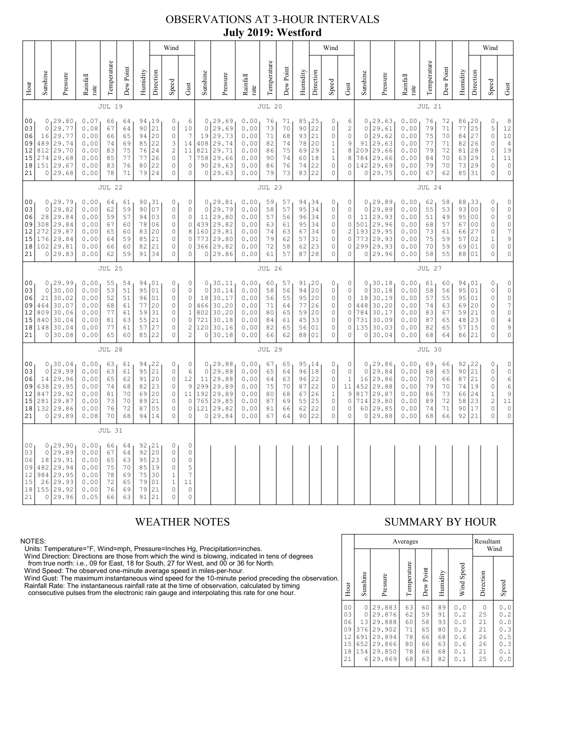# OBSERVATIONS AT 3-HOUR INTERVALS

## July 2019: Westford

### JUL 19 / JUL 20 / JUL 21

| Hour | Sunshine | Pressure | Rainfall rate | Temperature | Dew Point | Humidity | Wind Direction | Wind Speed | Wind Gust | Sunshine | Pressure | Rainfall rate | Temperature | Dew Point | Humidity | Wind Direction | Wind Speed | Wind Gust | Sunshine | Pressure | Rainfall rate | Temperature | Dew Point | Humidity | Wind Direction | Wind Speed | Wind Gust |
|---|---|---|---|---|---|---|---|---|---|---|---|---|---|---|---|---|---|---|---|---|---|---|---|---|---|---|---|
| 00 | 0 | 29.80 | 0.07 | 66 | 64 | 94 | 19 | 0 | 6 | 0 | 29.69 | 0.00 | 76 | 71 | 85 | 25 | 0 | 6 | 0 | 29.63 | 0.00 | 76 | 72 | 86 | 20 | 0 | 8 |
| 03 | 0 | 29.77 | 0.08 | 67 | 64 | 90 | 21 | 0 | 10 | 0 | 29.69 | 0.00 | 73 | 70 | 90 | 22 | 0 | 2 | 0 | 29.61 | 0.00 | 79 | 71 | 77 | 25 | 5 | 12 |
| 06 | 16 | 29.77 | 0.00 | 66 | 65 | 94 | 20 | 0 | 7 | 19 | 29.73 | 0.00 | 71 | 68 | 93 | 21 | 0 | 0 | 0 | 29.62 | 0.00 | 75 | 70 | 84 | 27 | 0 | 10 |
| 09 | 489 | 29.74 | 0.00 | 74 | 69 | 85 | 22 | 3 | 14 | 408 | 29.74 | 0.00 | 82 | 74 | 78 | 20 | 1 | 9 | 91 | 29.63 | 0.00 | 77 | 71 | 82 | 26 | 0 | 4 |
| 12 | 812 | 29.70 | 0.00 | 83 | 75 | 76 | 24 | 2 | 11 | 821 | 29.71 | 0.00 | 86 | 75 | 69 | 29 | 1 | 8 | 209 | 29.66 | 0.00 | 79 | 72 | 81 | 28 | 0 | 19 |
| 15 | 274 | 29.68 | 0.00 | 85 | 77 | 77 | 26 | 0 | 7 | 758 | 29.66 | 0.00 | 90 | 74 | 60 | 18 | 1 | 8 | 784 | 29.66 | 0.00 | 84 | 70 | 63 | 29 | 1 | 11 |
| 18 | 151 | 29.67 | 0.00 | 83 | 76 | 80 | 22 | 0 | 0 | 90 | 29.63 | 0.00 | 86 | 76 | 74 | 22 | 0 | 0 | 142 | 29.69 | 0.00 | 79 | 70 | 73 | 29 | 0 | 0 |
| 21 | 0 | 29.68 | 0.00 | 78 | 71 | 79 | 24 | 0 | 0 | 0 | 29.63 | 0.00 | 79 | 73 | 83 | 22 | 0 | 0 | 0 | 29.75 | 0.00 | 67 | 62 | 85 | 31 | 0 | 0 |

### JUL 22 / JUL 23 / JUL 24

| Hour | Sunshine | Pressure | Rainfall rate | Temperature | Dew Point | Humidity | Wind Direction | Wind Speed | Wind Gust | Sunshine | Pressure | Rainfall rate | Temperature | Dew Point | Humidity | Wind Direction | Wind Speed | Wind Gust | Sunshine | Pressure | Rainfall rate | Temperature | Dew Point | Humidity | Wind Direction | Wind Speed | Wind Gust |
|---|---|---|---|---|---|---|---|---|---|---|---|---|---|---|---|---|---|---|---|---|---|---|---|---|---|---|---|
| 00 | 0 | 29.79 | 0.00 | 64 | 61 | 90 | 31 | 0 | 0 | 0 | 29.81 | 0.00 | 59 | 57 | 94 | 34 | 0 | 0 | 0 | 29.89 | 0.00 | 62 | 58 | 88 | 33 | 0 | 0 |
| 03 | 0 | 29.82 | 0.00 | 62 | 59 | 90 | 07 | 0 | 0 | 0 | 29.79 | 0.00 | 58 | 57 | 95 | 34 | 0 | 0 | 0 | 29.89 | 0.00 | 55 | 53 | 93 | 00 | 0 | 0 |
| 06 | 28 | 29.84 | 0.00 | 59 | 57 | 94 | 03 | 0 | 0 | 11 | 29.80 | 0.00 | 57 | 56 | 96 | 34 | 0 | 0 | 11 | 29.93 | 0.00 | 51 | 49 | 95 | 00 | 0 | 0 |
| 09 | 308 | 29.84 | 0.00 | 67 | 60 | 78 | 06 | 0 | 0 | 439 | 29.82 | 0.00 | 63 | 61 | 95 | 34 | 0 | 0 | 501 | 29.96 | 0.00 | 68 | 57 | 67 | 00 | 0 | 0 |
| 12 | 272 | 29.87 | 0.00 | 65 | 60 | 83 | 20 | 0 | 8 | 160 | 29.81 | 0.00 | 74 | 63 | 67 | 34 | 0 | 2 | 193 | 29.95 | 0.00 | 73 | 61 | 66 | 27 | 0 | 7 |
| 15 | 176 | 29.84 | 0.00 | 64 | 59 | 85 | 21 | 0 | 0 | 773 | 29.80 | 0.00 | 79 | 62 | 57 | 31 | 0 | 0 | 773 | 29.93 | 0.00 | 75 | 59 | 57 | 02 | 1 | 9 |
| 18 | 102 | 29.81 | 0.00 | 66 | 60 | 82 | 21 | 0 | 0 | 366 | 29.82 | 0.00 | 72 | 58 | 62 | 23 | 0 | 0 | 299 | 29.93 | 0.00 | 70 | 59 | 69 | 01 | 0 | 0 |
| 21 | 0 | 29.83 | 0.00 | 62 | 59 | 91 | 34 | 0 | 0 | 0 | 29.86 | 0.00 | 61 | 57 | 87 | 28 | 0 | 0 | 0 | 29.96 | 0.00 | 58 | 55 | 88 | 01 | 0 | 0 |

### JUL 25 / JUL 26 / JUL 27

| Hour | Sunshine | Pressure | Rainfall rate | Temperature | Dew Point | Humidity | Wind Direction | Wind Speed | Wind Gust | Sunshine | Pressure | Rainfall rate | Temperature | Dew Point | Humidity | Wind Direction | Wind Speed | Wind Gust | Sunshine | Pressure | Rainfall rate | Temperature | Dew Point | Humidity | Wind Direction | Wind Speed | Wind Gust |
|---|---|---|---|---|---|---|---|---|---|---|---|---|---|---|---|---|---|---|---|---|---|---|---|---|---|---|---|
| 00 | 0 | 29.99 | 0.00 | 55 | 54 | 94 | 01 | 0 | 0 | 0 | 30.11 | 0.00 | 60 | 57 | 91 | 20 | 0 | 0 | 0 | 30.18 | 0.00 | 61 | 60 | 94 | 01 | 0 | 0 |
| 03 | 0 | 30.00 | 0.00 | 53 | 51 | 95 | 01 | 0 | 0 | 0 | 30.14 | 0.00 | 58 | 56 | 94 | 20 | 0 | 0 | 0 | 30.18 | 0.00 | 58 | 56 | 95 | 01 | 0 | 0 |
| 06 | 21 | 30.02 | 0.00 | 52 | 51 | 96 | 01 | 0 | 0 | 18 | 30.17 | 0.00 | 56 | 55 | 95 | 20 | 0 | 0 | 18 | 30.19 | 0.00 | 57 | 55 | 95 | 01 | 0 | 0 |
| 09 | 464 | 30.07 | 0.00 | 68 | 61 | 77 | 20 | 0 | 0 | 466 | 30.20 | 0.00 | 71 | 64 | 77 | 26 | 0 | 0 | 448 | 30.20 | 0.00 | 74 | 63 | 69 | 20 | 0 | 7 |
| 12 | 809 | 30.06 | 0.00 | 77 | 61 | 59 | 31 | 0 | 1 | 802 | 30.20 | 0.00 | 80 | 65 | 59 | 20 | 0 | 0 | 784 | 30.17 | 0.00 | 83 | 67 | 59 | 21 | 0 | 0 |
| 15 | 840 | 30.04 | 0.00 | 81 | 63 | 55 | 21 | 0 | 0 | 721 | 30.18 | 0.00 | 84 | 61 | 45 | 33 | 0 | 0 | 731 | 30.09 | 0.00 | 87 | 65 | 48 | 23 | 0 | 4 |
| 18 | 148 | 30.04 | 0.00 | 77 | 61 | 57 | 27 | 0 | 2 | 120 | 30.16 | 0.00 | 82 | 65 | 56 | 01 | 0 | 0 | 135 | 30.03 | 0.00 | 82 | 65 | 57 | 15 | 0 | 9 |
| 21 | 0 | 30.08 | 0.00 | 65 | 60 | 85 | 22 | 0 | 2 | 0 | 30.18 | 0.00 | 66 | 62 | 88 | 01 | 0 | 0 | 0 | 30.04 | 0.00 | 68 | 64 | 86 | 21 | 0 | 0 |

### JUL 28 / JUL 29 / JUL 30

| Hour | Sunshine | Pressure | Rainfall rate | Temperature | Dew Point | Humidity | Wind Direction | Wind Speed | Wind Gust | Sunshine | Pressure | Rainfall rate | Temperature | Dew Point | Humidity | Wind Direction | Wind Speed | Wind Gust | Sunshine | Pressure | Rainfall rate | Temperature | Dew Point | Humidity | Wind Direction | Wind Speed | Wind Gust |
|---|---|---|---|---|---|---|---|---|---|---|---|---|---|---|---|---|---|---|---|---|---|---|---|---|---|---|---|
| 00 | 0 | 30.04 | 0.00 | 63 | 61 | 94 | 22 | 0 | 0 | 0 | 29.88 | 0.00 | 67 | 65 | 95 | 14 | 0 | 0 | 0 | 29.86 | 0.00 | 69 | 66 | 92 | 22 | 0 | 0 |
| 03 | 0 | 29.99 | 0.00 | 63 | 61 | 95 | 21 | 0 | 6 | 0 | 29.88 | 0.00 | 65 | 64 | 96 | 18 | 0 | 0 | 0 | 29.84 | 0.00 | 68 | 65 | 90 | 21 | 0 | 0 |
| 06 | 14 | 29.96 | 0.00 | 65 | 62 | 91 | 20 | 0 | 12 | 11 | 29.88 | 0.00 | 64 | 63 | 96 | 22 | 0 | 1 | 16 | 29.86 | 0.00 | 70 | 66 | 87 | 21 | 0 | 6 |
| 09 | 638 | 29.95 | 0.00 | 74 | 68 | 82 | 23 | 0 | 9 | 299 | 29.89 | 0.00 | 75 | 70 | 87 | 22 | 0 | 11 | 452 | 29.88 | 0.00 | 79 | 70 | 74 | 19 | 0 | 6 |
| 12 | 847 | 29.92 | 0.00 | 81 | 70 | 69 | 20 | 0 | 11 | 192 | 29.89 | 0.00 | 80 | 68 | 67 | 26 | 1 | 9 | 817 | 29.87 | 0.00 | 86 | 73 | 66 | 24 | 1 | 9 |
| 15 | 281 | 29.87 | 0.00 | 73 | 70 | 89 | 21 | 0 | 0 | 765 | 29.85 | 0.00 | 87 | 69 | 55 | 25 | 0 | 0 | 714 | 29.80 | 0.00 | 89 | 72 | 58 | 23 | 2 | 11 |
| 18 | 132 | 29.86 | 0.00 | 76 | 72 | 87 | 05 | 0 | 0 | 121 | 29.82 | 0.00 | 81 | 66 | 62 | 22 | 0 | 0 | 60 | 29.85 | 0.00 | 74 | 71 | 90 | 17 | 0 | 0 |
| 21 | 0 | 29.89 | 0.08 | 70 | 68 | 94 | 14 | 0 | 0 | 0 | 29.84 | 0.00 | 67 | 64 | 90 | 22 | 0 | 0 | 0 | 29.88 | 0.00 | 68 | 66 | 92 | 21 | 0 | 0 |

### JUL 31

| Hour | Sunshine | Pressure | Rainfall rate | Temperature | Dew Point | Humidity | Wind Direction | Wind Speed | Wind Gust |
|---|---|---|---|---|---|---|---|---|---|
| 00 | 0 | 29.90 | 0.00 | 66 | 64 | 92 | 21 | 0 | 0 |
| 03 | 0 | 29.89 | 0.00 | 67 | 64 | 92 | 20 | 0 | 0 |
| 06 | 18 | 29.91 | 0.00 | 65 | 63 | 95 | 23 | 0 | 0 |
| 09 | 482 | 29.94 | 0.00 | 75 | 70 | 85 | 19 | 0 | 5 |
| 12 | 984 | 29.95 | 0.00 | 78 | 69 | 75 | 30 | 1 | 7 |
| 15 | 26 | 29.93 | 0.00 | 72 | 65 | 79 | 01 | 1 | 11 |
| 18 | 155 | 29.92 | 0.00 | 76 | 69 | 79 | 21 | 0 | 0 |
| 21 | 0 | 29.96 | 0.05 | 66 | 63 | 91 | 21 | 0 | 0 |

## WEATHER NOTES

NOTES:
Units: Temperature=°F, Wind=mph, Pressure=Inches Hg, Precipitation=inches.
Wind Direction: Directions are those from which the wind is blowing, indicated in tens of degrees from true north: i.e., 09 for East, 18 for South, 27 for West, and 00 or 36 for North.
Wind Speed: The observed one-minute average speed in miles-per-hour.
Wind Gust: The maximum instantaneous wind speed for the 10-minute period preceding the observation.
Rainfall Rate: The instantaneous rainfall rate at the time of observation, calculated by timing consecutive pulses from the electronic rain gauge and interpolating this rate for one hour.

## SUMMARY BY HOUR

| Hour | Averages | | | | | | Resultant Wind | |
|---|---|---|---|---|---|---|---|---|
| | Sunshine | Pressure | Temperature | Dew Point | Humidity | Wind Speed | Direction | Speed |
| 00 | 0 | 29.883 | 63 | 60 | 89 | 0.0 | 0 | 0.0 |
| 03 | 0 | 29.876 | 62 | 59 | 91 | 0.2 | 25 | 0.2 |
| 06 | 13 | 29.888 | 60 | 58 | 93 | 0.0 | 21 | 0.0 |
| 09 | 376 | 29.902 | 71 | 65 | 80 | 0.3 | 21 | 0.3 |
| 12 | 691 | 29.894 | 78 | 66 | 68 | 0.6 | 26 | 0.5 |
| 15 | 652 | 29.866 | 80 | 66 | 63 | 0.6 | 26 | 0.3 |
| 18 | 154 | 29.850 | 78 | 66 | 68 | 0.1 | 21 | 0.1 |
| 21 | 6 | 29.869 | 68 | 63 | 82 | 0.1 | 25 | 0.0 |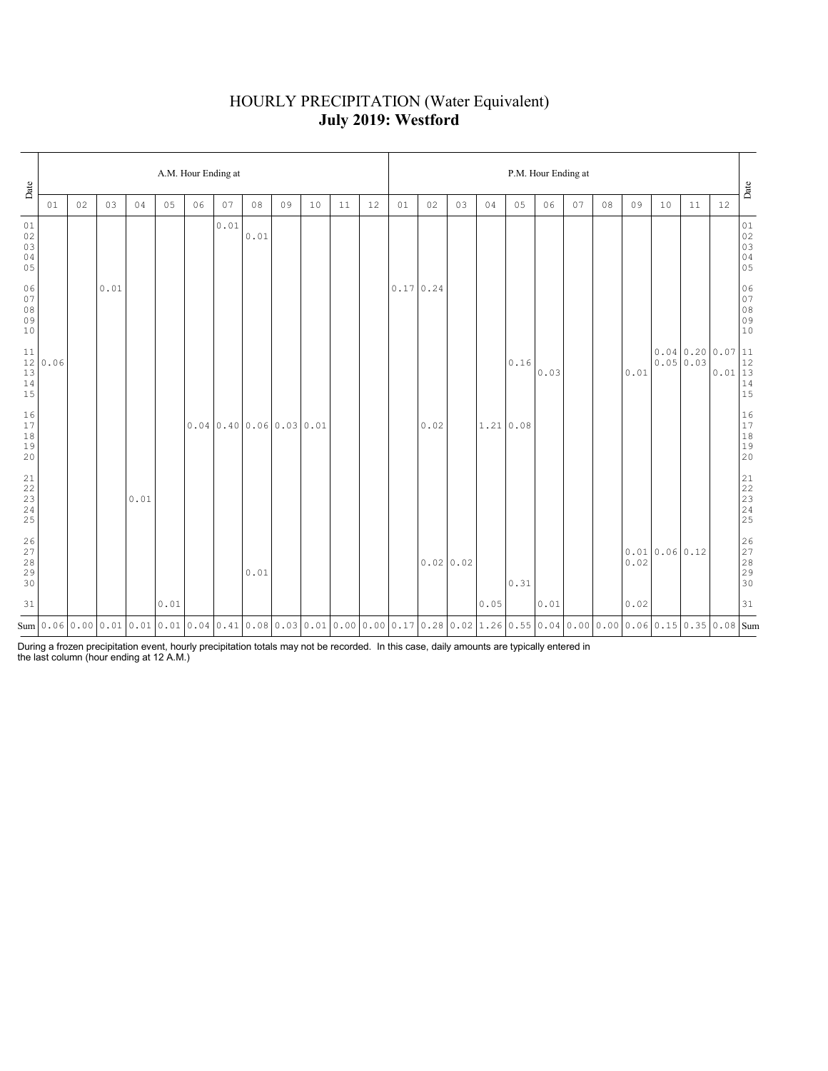# HOURLY PRECIPITATION (Water Equivalent)
## **July 2019: Westford**

| Date | A.M. Hour Ending at | | | | | | | | | | | | P.M. Hour Ending at | | | | | | | | | | | | Date |
|---|---|---|---|---|---|---|---|---|---|---|---|---|---|---|---|---|---|---|---|---|---|---|---|---|---|
| | 01 | 02 | 03 | 04 | 05 | 06 | 07 | 08 | 09 | 10 | 11 | 12 | 01 | 02 | 03 | 04 | 05 | 06 | 07 | 08 | 09 | 10 | 11 | 12 | |
| 01 | | | | | | | 0.01 | | | | | | | | | | | | | | | | | | 01 |
| 02 | | | | | | | | 0.01 | | | | | | | | | | | | | | | | | 02 |
| 03 | | | | | | | | | | | | | | | | | | | | | | | | | 03 |
| 04 | | | | | | | | | | | | | | | | | | | | | | | | | 04 |
| 05 | | | | | | | | | | | | | | | | | | | | | | | | | 05 |
| 06 | | | 0.01 | | | | | | | | | | 0.17 | 0.24 | | | | | | | | | | | 06 |
| 07 | | | | | | | | | | | | | | | | | | | | | | | | | 07 |
| 08 | | | | | | | | | | | | | | | | | | | | | | | | | 08 |
| 09 | | | | | | | | | | | | | | | | | | | | | | | | | 09 |
| 10 | | | | | | | | | | | | | | | | | | | | | | | | | 10 |
| 11 | | | | | | | | | | | | | | | | | | | | | | 0.04 | 0.20 | 0.07 | 11 |
| 12 | 0.06 | | | | | | | | | | | | | | | | 0.16 | | | | | 0.05 | 0.03 | | 12 |
| 13 | | | | | | | | | | | | | | | | | | 0.03 | | | 0.01 | | | 0.01 | 13 |
| 14 | | | | | | | | | | | | | | | | | | | | | | | | | 14 |
| 15 | | | | | | | | | | | | | | | | | | | | | | | | | 15 |
| 16 | | | | | | | | | | | | | | | | | | | | | | | | | 16 |
| 17 | | | | | | 0.04 | 0.40 | 0.06 | 0.03 | 0.01 | | | | 0.02 | | 1.21 | 0.08 | | | | | | | | 17 |
| 18 | | | | | | | | | | | | | | | | | | | | | | | | | 18 |
| 19 | | | | | | | | | | | | | | | | | | | | | | | | | 19 |
| 20 | | | | | | | | | | | | | | | | | | | | | | | | | 20 |
| 21 | | | | | | | | | | | | | | | | | | | | | | | | | 21 |
| 22 | | | | | | | | | | | | | | | | | | | | | | | | | 22 |
| 23 | | | | 0.01 | | | | | | | | | | | | | | | | | | | | | 23 |
| 24 | | | | | | | | | | | | | | | | | | | | | | | | | 24 |
| 25 | | | | | | | | | | | | | | | | | | | | | | | | | 25 |
| 26 | | | | | | | | | | | | | | | | | | | | | | | | | 26 |
| 27 | | | | | | | | | | | | | | | | | | | | | 0.01 | 0.06 | 0.12 | | 27 |
| 28 | | | | | | | | | | | | | | 0.02 | 0.02 | | | | | | 0.02 | | | | 28 |
| 29 | | | | | | | | 0.01 | | | | | | | | | | | | | | | | | 29 |
| 30 | | | | | | | | | | | | | | | | | 0.31 | | | | | | | | 30 |
| 31 | | | | | 0.01 | | | | | | | | | | | 0.05 | | 0.01 | | | 0.02 | | | | 31 |
| Sum | 0.06 | 0.00 | 0.01 | 0.01 | 0.01 | 0.04 | 0.41 | 0.08 | 0.03 | 0.01 | 0.00 | 0.00 | 0.17 | 0.28 | 0.02 | 1.26 | 0.55 | 0.04 | 0.00 | 0.00 | 0.06 | 0.15 | 0.35 | 0.08 | Sum |

During a frozen precipitation event, hourly precipitation totals may not be recorded. In this case, daily amounts are typically entered in the last column (hour ending at 12 A.M.)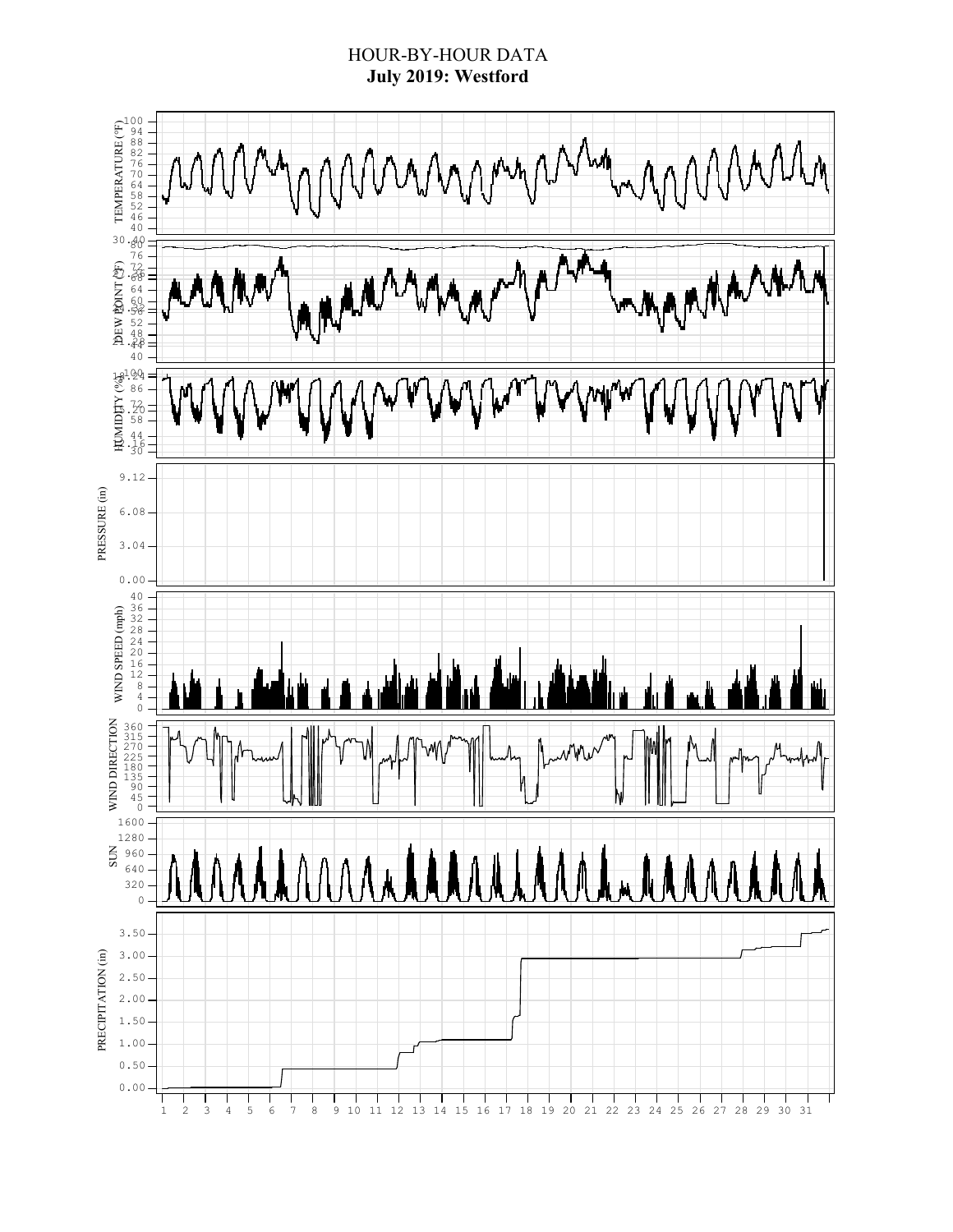# HOUR-BY-HOUR DATA

**July 2019: Westford**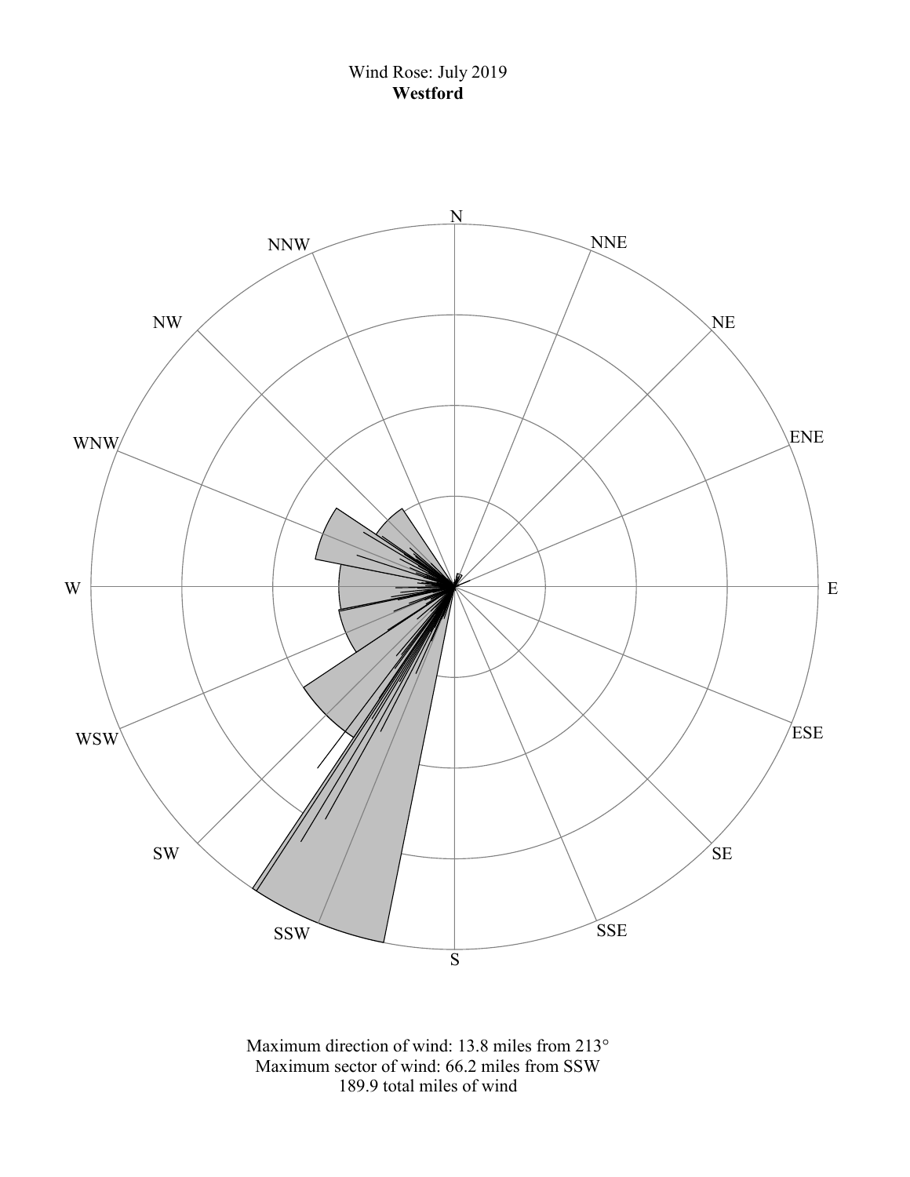Wind Rose: July 2019
**Westford**

N
NNE
NE
ENE
E
ESE
SE
SSE
S
SSW
SW
WSW
W
WNW
NW
NNW

Maximum direction of wind: 13.8 miles from 213°
Maximum sector of wind: 66.2 miles from SSW
189.9 total miles of wind